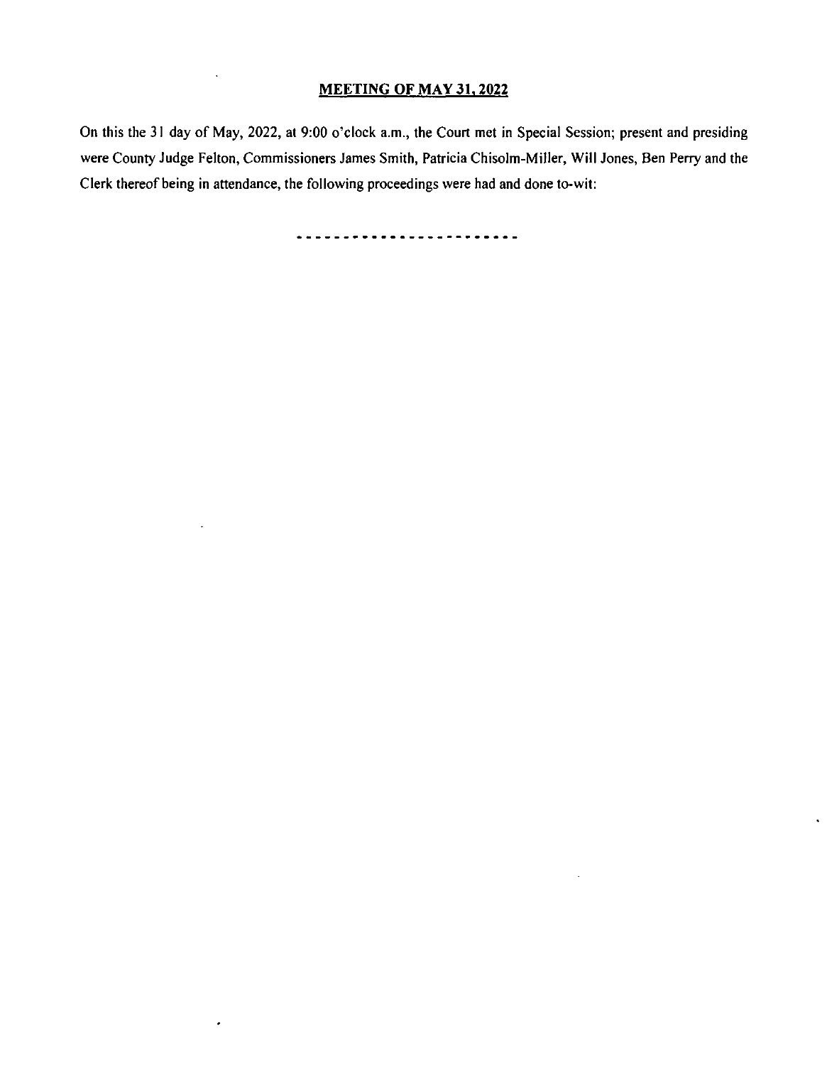**MEETING OF MAY 31, 2022**

On this the 31 day of May, 2022, at 9:00 o'clock a.m., the Court met in Special Session; present and presiding were County Judge Felton, Commissioners James Smith, Patricia Chisolm-Miller, Will Jones, Ben Perry and the Clerk thereof being in attendance, the following proceedings were had and done to-wit:

\- - - - - - - - - - - - - - - - - - - - - - - -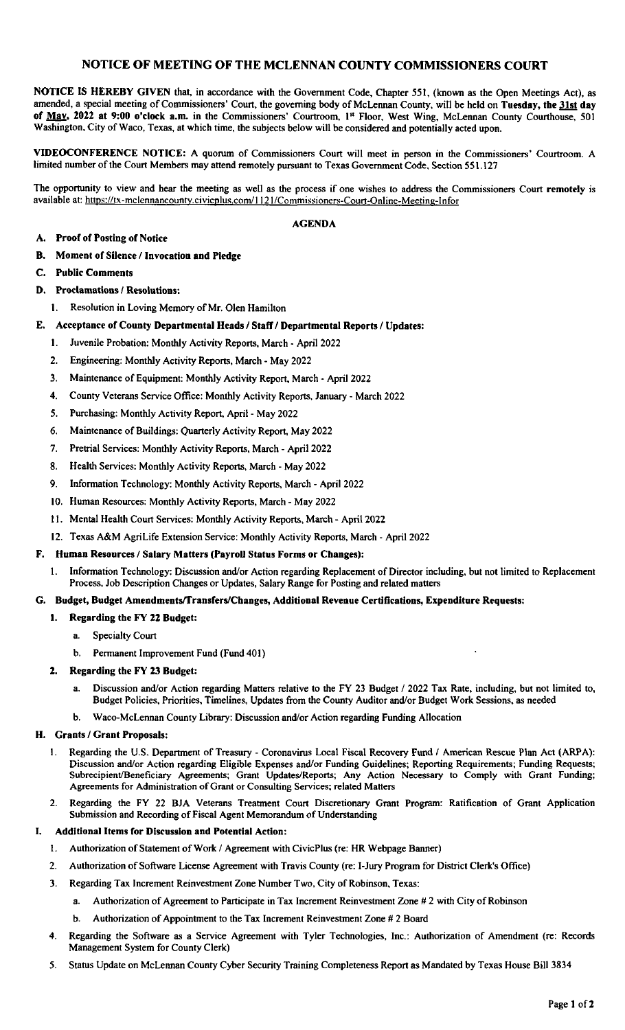# NOTICE OF MEETING OF THE MCLENNAN COUNTY COMMISSIONERS COURT

**NOTICE IS HEREBY GIVEN** that, in accordance with the Government Code, Chapter 551, (known as the Open Meetings Act), as amended, a special meeting of Commissioners' Court, the governing body of McLennan County, will be held on **Tuesday, the 31st day of May, 2022 at 9:00 o'clock a.m.** in the Commissioners' Courtroom, 1st Floor, West Wing, McLennan County Courthouse, 501 Washington, City of Waco, Texas, at which time, the subjects below will be considered and potentially acted upon.

**VIDEOCONFERENCE NOTICE:** A quorum of Commissioners Court will meet in person in the Commissioners' Courtroom. A limited number of the Court Members may attend remotely pursuant to Texas Government Code, Section 551.127

The opportunity to view and hear the meeting as well as the process if one wishes to address the Commissioners Court **remotely** is available at: https://tx-mclennancounty.civicplus.com/1121/Commissioners-Court-Online-Meeting-Infor

## AGENDA

**A. Proof of Posting of Notice**

**B. Moment of Silence / Invocation and Pledge**

**C. Public Comments**

**D. Proclamations / Resolutions:**

1. Resolution in Loving Memory of Mr. Olen Hamilton

**E. Acceptance of County Departmental Heads / Staff / Departmental Reports / Updates:**

1. Juvenile Probation: Monthly Activity Reports, March - April 2022
2. Engineering: Monthly Activity Reports, March - May 2022
3. Maintenance of Equipment: Monthly Activity Report, March - April 2022
4. County Veterans Service Office: Monthly Activity Reports, January - March 2022
5. Purchasing: Monthly Activity Report, April - May 2022
6. Maintenance of Buildings: Quarterly Activity Report, May 2022
7. Pretrial Services: Monthly Activity Reports, March - April 2022
8. Health Services: Monthly Activity Reports, March - May 2022
9. Information Technology: Monthly Activity Reports, March - April 2022
10. Human Resources: Monthly Activity Reports, March - May 2022
11. Mental Health Court Services: Monthly Activity Reports, March - April 2022
12. Texas A&M AgriLife Extension Service: Monthly Activity Reports, March - April 2022

**F. Human Resources / Salary Matters (Payroll Status Forms or Changes):**

1. Information Technology: Discussion and/or Action regarding Replacement of Director including, but not limited to Replacement Process, Job Description Changes or Updates, Salary Range for Posting and related matters

**G. Budget, Budget Amendments/Transfers/Changes, Additional Revenue Certifications, Expenditure Requests:**

1. **Regarding the FY 22 Budget:**
   a. Specialty Court
   b. Permanent Improvement Fund (Fund 401)
2. **Regarding the FY 23 Budget:**
   a. Discussion and/or Action regarding Matters relative to the FY 23 Budget / 2022 Tax Rate, including, but not limited to, Budget Policies, Priorities, Timelines, Updates from the County Auditor and/or Budget Work Sessions, as needed
   b. Waco-McLennan County Library: Discussion and/or Action regarding Funding Allocation

**H. Grants / Grant Proposals:**

1. Regarding the U.S. Department of Treasury - Coronavirus Local Fiscal Recovery Fund / American Rescue Plan Act (ARPA): Discussion and/or Action regarding Eligible Expenses and/or Funding Guidelines; Reporting Requirements; Funding Requests; Subrecipient/Beneficiary Agreements; Grant Updates/Reports; Any Action Necessary to Comply with Grant Funding; Agreements for Administration of Grant or Consulting Services; related Matters
2. Regarding the FY 22 BJA Veterans Treatment Court Discretionary Grant Program: Ratification of Grant Application Submission and Recording of Fiscal Agent Memorandum of Understanding

**I. Additional Items for Discussion and Potential Action:**

1. Authorization of Statement of Work / Agreement with CivicPlus (re: HR Webpage Banner)
2. Authorization of Software License Agreement with Travis County (re: I-Jury Program for District Clerk's Office)
3. Regarding Tax Increment Reinvestment Zone Number Two, City of Robinson, Texas:
   a. Authorization of Agreement to Participate in Tax Increment Reinvestment Zone # 2 with City of Robinson
   b. Authorization of Appointment to the Tax Increment Reinvestment Zone # 2 Board
4. Regarding the Software as a Service Agreement with Tyler Technologies, Inc.: Authorization of Amendment (re: Records Management System for County Clerk)
5. Status Update on McLennan County Cyber Security Training Completeness Report as Mandated by Texas House Bill 3834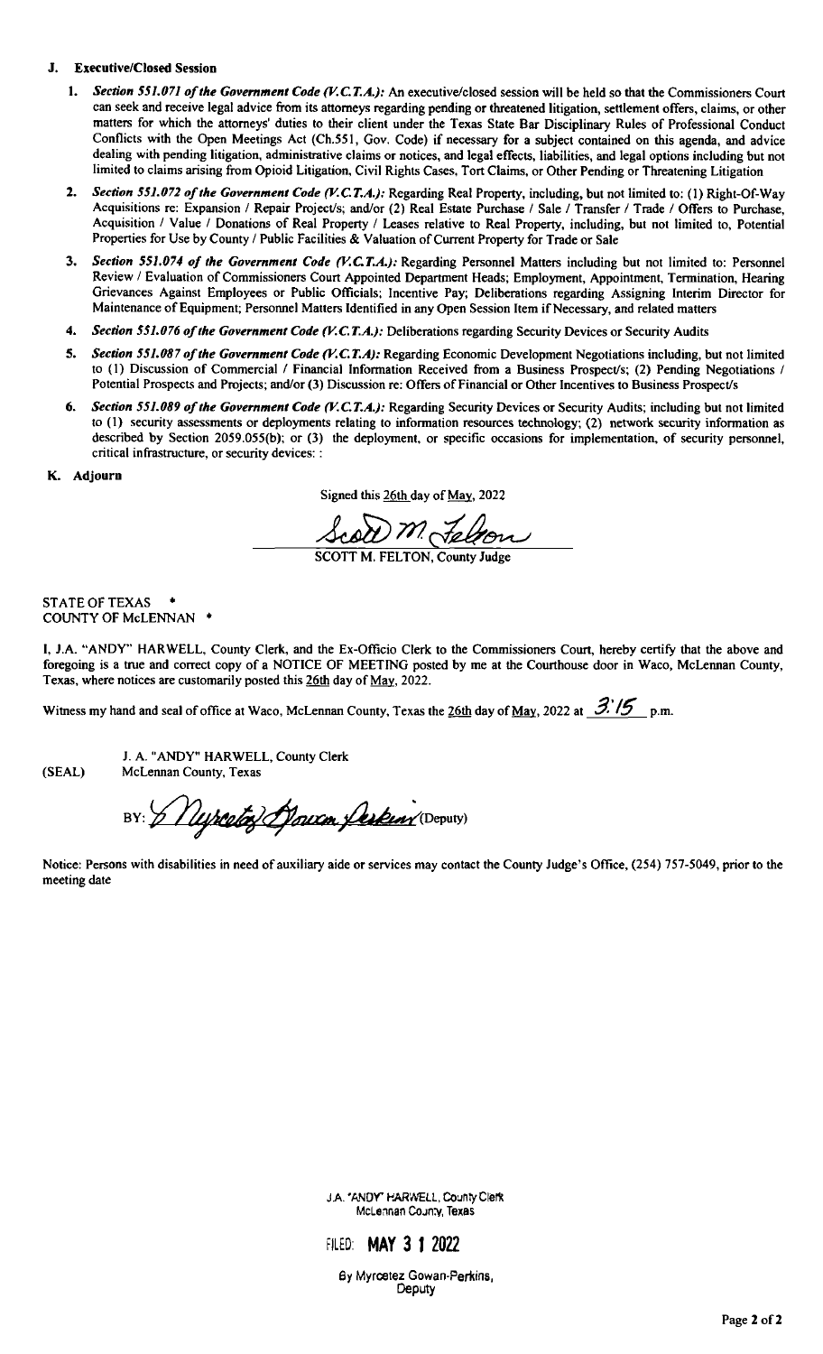**J. Executive/Closed Session**

1. ***Section 551.071 of the Government Code (V.C.T.A.):*** An executive/closed session will be held so that the Commissioners Court can seek and receive legal advice from its attorneys regarding pending or threatened litigation, settlement offers, claims, or other matters for which the attorneys' duties to their client under the Texas State Bar Disciplinary Rules of Professional Conduct Conflicts with the Open Meetings Act (Ch.551, Gov. Code) if necessary for a subject contained on this agenda, and advice dealing with pending litigation, administrative claims or notices, and legal effects, liabilities, and legal options including but not limited to claims arising from Opioid Litigation, Civil Rights Cases, Tort Claims, or Other Pending or Threatening Litigation

2. ***Section 551.072 of the Government Code (V.C.T.A.):*** Regarding Real Property, including, but not limited to: (1) Right-Of-Way Acquisitions re: Expansion / Repair Project/s; and/or (2) Real Estate Purchase / Sale / Transfer / Trade / Offers to Purchase, Acquisition / Value / Donations of Real Property / Leases relative to Real Property, including, but not limited to, Potential Properties for Use by County / Public Facilities & Valuation of Current Property for Trade or Sale

3. ***Section 551.074 of the Government Code (V.C.T.A.):*** Regarding Personnel Matters including but not limited to: Personnel Review / Evaluation of Commissioners Court Appointed Department Heads; Employment, Appointment, Termination, Hearing Grievances Against Employees or Public Officials; Incentive Pay; Deliberations regarding Assigning Interim Director for Maintenance of Equipment; Personnel Matters Identified in any Open Session Item if Necessary, and related matters

4. ***Section 551.076 of the Government Code (V.C.T.A.):*** Deliberations regarding Security Devices or Security Audits

5. ***Section 551.087 of the Government Code (V.C.T.A):*** Regarding Economic Development Negotiations including, but not limited to (1) Discussion of Commercial / Financial Information Received from a Business Prospect/s; (2) Pending Negotiations / Potential Prospects and Projects; and/or (3) Discussion re: Offers of Financial or Other Incentives to Business Prospect/s

6. ***Section 551.089 of the Government Code (V.C.T.A):*** Regarding Security Devices or Security Audits; including but not limited to (1) security assessments or deployments relating to information resources technology; (2) network security information as described by Section 2059.055(b); or (3) the deployment, or specific occasions for implementation, of security personnel, critical infrastructure, or security devices: :

**K. Adjourn**

Signed this 26th day of May, 2022

Scott M. Felton

SCOTT M. FELTON, County Judge

STATE OF TEXAS *
COUNTY OF McLENNAN *

I, J.A. "ANDY" HARWELL, County Clerk, and the Ex-Officio Clerk to the Commissioners Court, hereby certify that the above and foregoing is a true and correct copy of a NOTICE OF MEETING posted by me at the Courthouse door in Waco, McLennan County, Texas, where notices are customarily posted this 26th day of May, 2022.

Witness my hand and seal of office at Waco, McLennan County, Texas the 26th day of May, 2022 at 3:15 p.m.

(SEAL)

J. A. "ANDY" HARWELL, County Clerk
McLennan County, Texas

BY: Myrcetez Gowan Perkins (Deputy)

Notice: Persons with disabilities in need of auxiliary aide or services may contact the County Judge's Office, (254) 757-5049, prior to the meeting date

J.A. "ANDY" HARWELL, County Clerk
McLennan County, Texas

FILED: MAY 31 2022

By Myrcetez Gowan-Perkins, Deputy